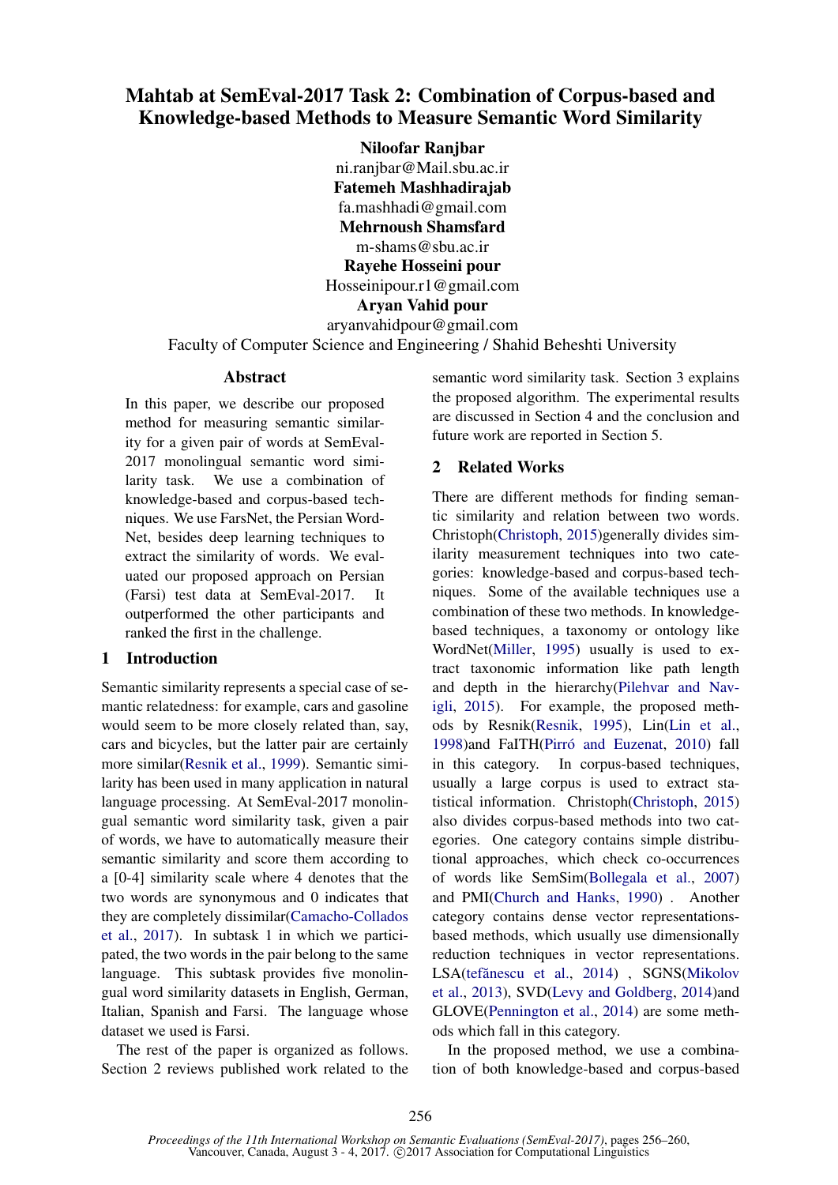# Mahtab at SemEval-2017 Task 2: Combination of Corpus-based and Knowledge-based Methods to Measure Semantic Word Similarity

**Niloofar Ranjbar**
ni.ranjbar@Mail.sbu.ac.ir
**Fatemeh Mashhadirajab**
fa.mashhadi@gmail.com
**Mehrnoush Shamsfard**
m-shams@sbu.ac.ir
**Rayehe Hosseini pour**
Hosseinipour.r1@gmail.com
**Aryan Vahid pour**
aryanvahidpour@gmail.com
Faculty of Computer Science and Engineering / Shahid Beheshti University

## Abstract

In this paper, we describe our proposed method for measuring semantic similarity for a given pair of words at SemEval-2017 monolingual semantic word similarity task. We use a combination of knowledge-based and corpus-based techniques. We use FarsNet, the Persian WordNet, besides deep learning techniques to extract the similarity of words. We evaluated our proposed approach on Persian (Farsi) test data at SemEval-2017. It outperformed the other participants and ranked the first in the challenge.

## 1 Introduction

Semantic similarity represents a special case of semantic relatedness: for example, cars and gasoline would seem to be more closely related than, say, cars and bicycles, but the latter pair are certainly more similar(Resnik et al., 1999). Semantic similarity has been used in many application in natural language processing. At SemEval-2017 monolingual semantic word similarity task, given a pair of words, we have to automatically measure their semantic similarity and score them according to a [0-4] similarity scale where 4 denotes that the two words are synonymous and 0 indicates that they are completely dissimilar(Camacho-Collados et al., 2017). In subtask 1 in which we participated, the two words in the pair belong to the same language. This subtask provides five monolingual word similarity datasets in English, German, Italian, Spanish and Farsi. The language whose dataset we used is Farsi.

The rest of the paper is organized as follows. Section 2 reviews published work related to the semantic word similarity task. Section 3 explains the proposed algorithm. The experimental results are discussed in Section 4 and the conclusion and future work are reported in Section 5.

## 2 Related Works

There are different methods for finding semantic similarity and relation between two words. Christoph(Christoph, 2015)generally divides similarity measurement techniques into two categories: knowledge-based and corpus-based techniques. Some of the available techniques use a combination of these two methods. In knowledge-based techniques, a taxonomy or ontology like WordNet(Miller, 1995) usually is used to extract taxonomic information like path length and depth in the hierarchy(Pilehvar and Navigli, 2015). For example, the proposed methods by Resnik(Resnik, 1995), Lin(Lin et al., 1998)and FaITH(Pirró and Euzenat, 2010) fall in this category. In corpus-based techniques, usually a large corpus is used to extract statistical information. Christoph(Christoph, 2015) also divides corpus-based methods into two categories. One category contains simple distributional approaches, which check co-occurrences of words like SemSim(Bollegala et al., 2007) and PMI(Church and Hanks, 1990) . Another category contains dense vector representations-based methods, which usually use dimensionally reduction techniques in vector representations. LSA(tefănescu et al., 2014) , SGNS(Mikolov et al., 2013), SVD(Levy and Goldberg, 2014)and GLOVE(Pennington et al., 2014) are some methods which fall in this category.

In the proposed method, we use a combination of both knowledge-based and corpus-based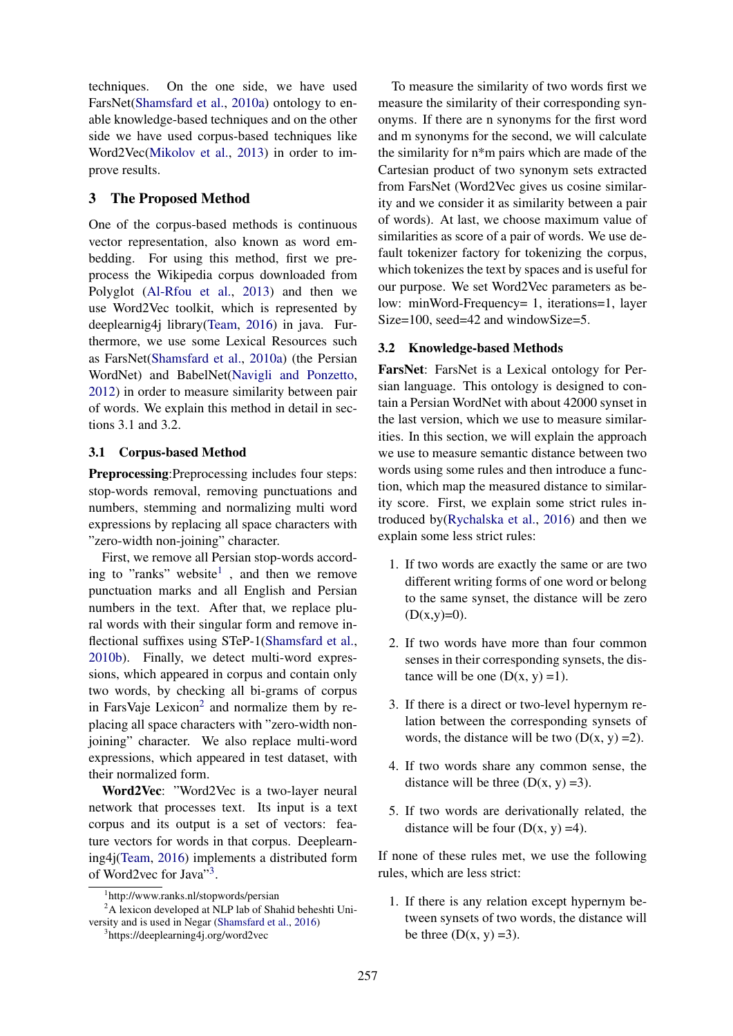techniques. On the one side, we have used FarsNet(Shamsfard et al., 2010a) ontology to enable knowledge-based techniques and on the other side we have used corpus-based techniques like Word2Vec(Mikolov et al., 2013) in order to improve results.

## 3 The Proposed Method

One of the corpus-based methods is continuous vector representation, also known as word embedding. For using this method, first we preprocess the Wikipedia corpus downloaded from Polyglot (Al-Rfou et al., 2013) and then we use Word2Vec toolkit, which is represented by deeplearnig4j library(Team, 2016) in java. Furthermore, we use some Lexical Resources such as FarsNet(Shamsfard et al., 2010a) (the Persian WordNet) and BabelNet(Navigli and Ponzetto, 2012) in order to measure similarity between pair of words. We explain this method in detail in sections 3.1 and 3.2.

### 3.1 Corpus-based Method

**Preprocessing**:Preprocessing includes four steps: stop-words removal, removing punctuations and numbers, stemming and normalizing multi word expressions by replacing all space characters with "zero-width non-joining" character.

First, we remove all Persian stop-words according to "ranks" website[1] , and then we remove punctuation marks and all English and Persian numbers in the text. After that, we replace plural words with their singular form and remove inflectional suffixes using STeP-1(Shamsfard et al., 2010b). Finally, we detect multi-word expressions, which appeared in corpus and contain only two words, by checking all bi-grams of corpus in FarsVaje Lexicon[2] and normalize them by replacing all space characters with "zero-width non-joining" character. We also replace multi-word expressions, which appeared in test dataset, with their normalized form.

**Word2Vec**: "Word2Vec is a two-layer neural network that processes text. Its input is a text corpus and its output is a set of vectors: feature vectors for words in that corpus. Deeplearning4j(Team, 2016) implements a distributed form of Word2vec for Java"[3].

To measure the similarity of two words first we measure the similarity of their corresponding synonyms. If there are n synonyms for the first word and m synonyms for the second, we will calculate the similarity for n*m pairs which are made of the Cartesian product of two synonym sets extracted from FarsNet (Word2Vec gives us cosine similarity and we consider it as similarity between a pair of words). At last, we choose maximum value of similarities as score of a pair of words. We use default tokenizer factory for tokenizing the corpus, which tokenizes the text by spaces and is useful for our purpose. We set Word2Vec parameters as below: minWord-Frequency= 1, iterations=1, layer Size=100, seed=42 and windowSize=5.

### 3.2 Knowledge-based Methods

**FarsNet**: FarsNet is a Lexical ontology for Persian language. This ontology is designed to contain a Persian WordNet with about 42000 synset in the last version, which we use to measure similarities. In this section, we will explain the approach we use to measure semantic distance between two words using some rules and then introduce a function, which map the measured distance to similarity score. First, we explain some strict rules introduced by(Rychalska et al., 2016) and then we explain some less strict rules:

1. If two words are exactly the same or are two different writing forms of one word or belong to the same synset, the distance will be zero (D(x,y)=0).

2. If two words have more than four common senses in their corresponding synsets, the distance will be one (D(x, y) =1).

3. If there is a direct or two-level hypernym relation between the corresponding synsets of words, the distance will be two (D(x, y) =2).

4. If two words share any common sense, the distance will be three (D(x, y) =3).

5. If two words are derivationally related, the distance will be four (D(x, y) =4).

If none of these rules met, we use the following rules, which are less strict:

1. If there is any relation except hypernym between synsets of two words, the distance will be three (D(x, y) =3).

[1] http://www.ranks.nl/stopwords/persian

[2] A lexicon developed at NLP lab of Shahid beheshti University and is used in Negar (Shamsfard et al., 2016)

[3] https://deeplearning4j.org/word2vec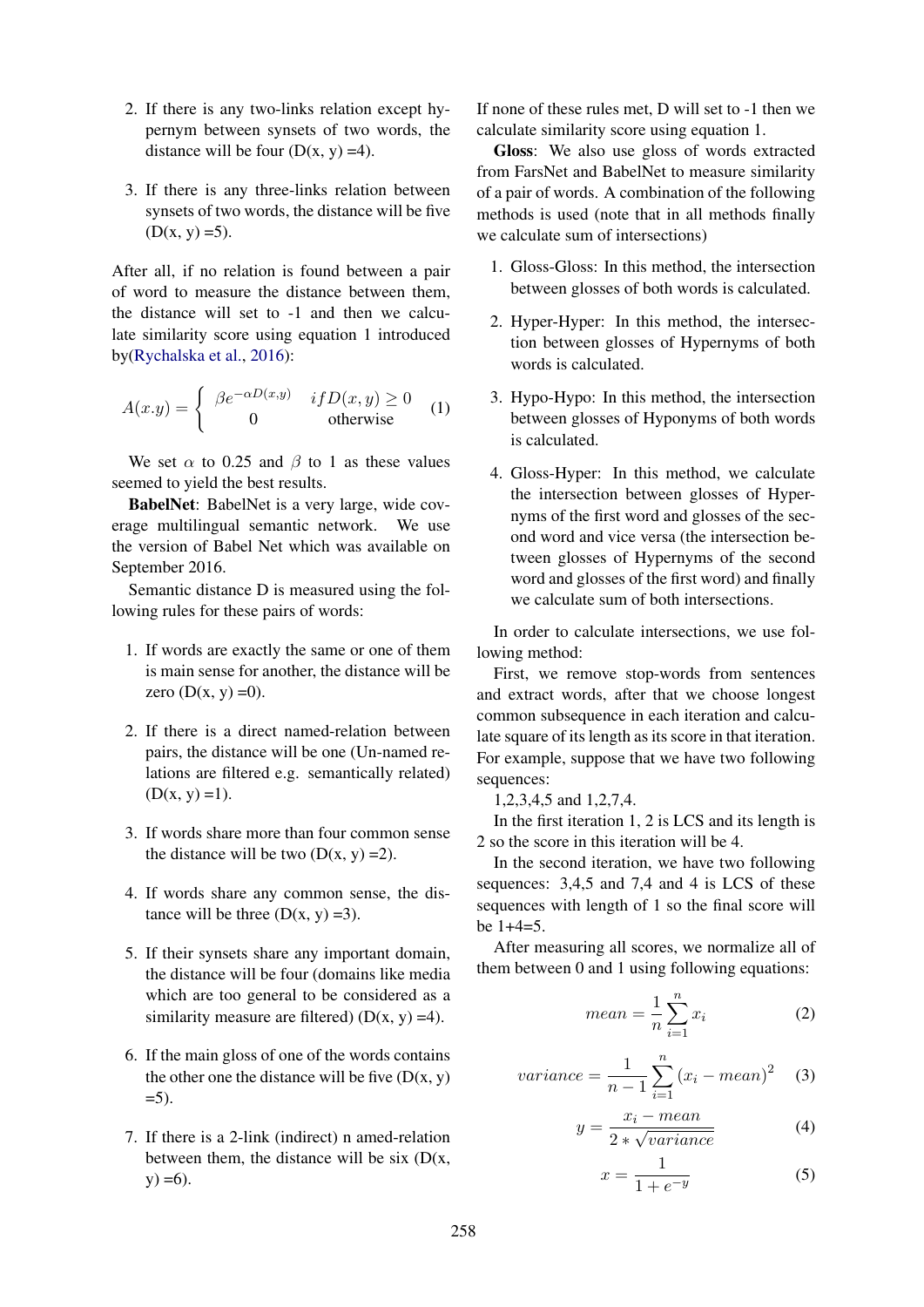2. If there is any two-links relation except hypernym between synsets of two words, the distance will be four (D(x, y) =4).

3. If there is any three-links relation between synsets of two words, the distance will be five (D(x, y) =5).

After all, if no relation is found between a pair of word to measure the distance between them, the distance will set to -1 and then we calculate similarity score using equation 1 introduced by(Rychalska et al., 2016):

$$A(x.y) = \begin{cases} \beta e^{-\alpha D(x,y)} & if D(x,y) \geq 0 \\ 0 & \text{otherwise} \end{cases} \quad (1)$$

We set $\alpha$ to 0.25 and $\beta$ to 1 as these values seemed to yield the best results.

**BabelNet**: BabelNet is a very large, wide coverage multilingual semantic network. We use the version of Babel Net which was available on September 2016.

Semantic distance D is measured using the following rules for these pairs of words:

1. If words are exactly the same or one of them is main sense for another, the distance will be zero (D(x, y) =0).

2. If there is a direct named-relation between pairs, the distance will be one (Un-named relations are filtered e.g. semantically related) (D(x, y) =1).

3. If words share more than four common sense the distance will be two (D(x, y) =2).

4. If words share any common sense, the distance will be three (D(x, y) =3).

5. If their synsets share any important domain, the distance will be four (domains like media which are too general to be considered as a similarity measure are filtered) (D(x, y) =4).

6. If the main gloss of one of the words contains the other one the distance will be five (D(x, y) =5).

7. If there is a 2-link (indirect) n amed-relation between them, the distance will be six (D(x, y) =6).

If none of these rules met, D will set to -1 then we calculate similarity score using equation 1.

**Gloss**: We also use gloss of words extracted from FarsNet and BabelNet to measure similarity of a pair of words. A combination of the following methods is used (note that in all methods finally we calculate sum of intersections)

1. Gloss-Gloss: In this method, the intersection between glosses of both words is calculated.

2. Hyper-Hyper: In this method, the intersection between glosses of Hypernyms of both words is calculated.

3. Hypo-Hypo: In this method, the intersection between glosses of Hyponyms of both words is calculated.

4. Gloss-Hyper: In this method, we calculate the intersection between glosses of Hypernyms of the first word and glosses of the second word and vice versa (the intersection between glosses of Hypernyms of the second word and glosses of the first word) and finally we calculate sum of both intersections.

In order to calculate intersections, we use following method:

First, we remove stop-words from sentences and extract words, after that we choose longest common subsequence in each iteration and calculate square of its length as its score in that iteration. For example, suppose that we have two following sequences:

1,2,3,4,5 and 1,2,7,4.

In the first iteration 1, 2 is LCS and its length is 2 so the score in this iteration will be 4.

In the second iteration, we have two following sequences: 3,4,5 and 7,4 and 4 is LCS of these sequences with length of 1 so the final score will be 1+4=5.

After measuring all scores, we normalize all of them between 0 and 1 using following equations:

$$mean = \frac{1}{n} \sum_{i=1}^{n} x_i \quad (2)$$

$$variance = \frac{1}{n-1} \sum_{i=1}^{n} (x_i - mean)^2 \quad (3)$$

$$y = \frac{x_i - mean}{2 * \sqrt{variance}} \quad (4)$$

$$x = \frac{1}{1 + e^{-y}} \quad (5)$$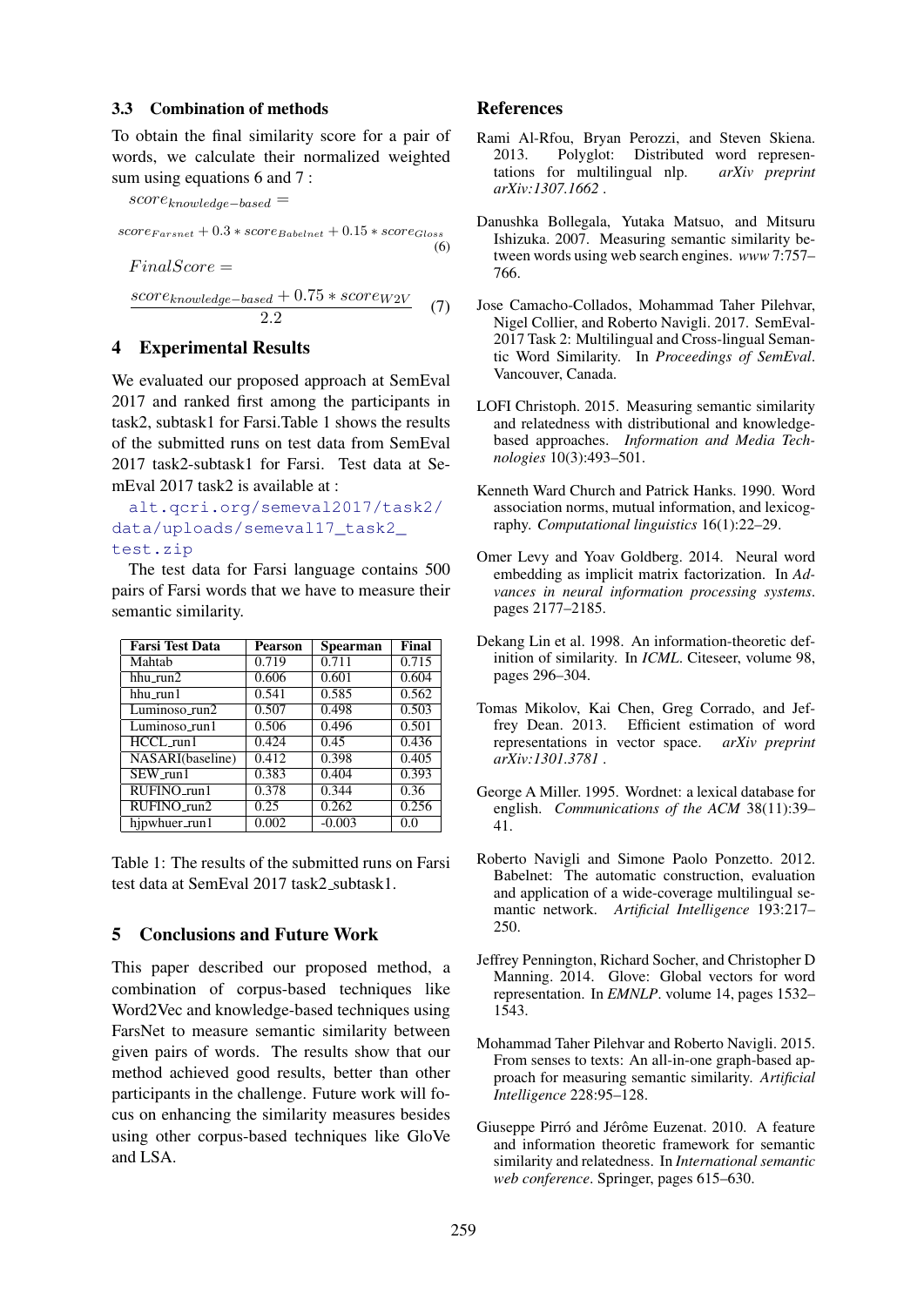### 3.3 Combination of methods

To obtain the final similarity score for a pair of words, we calculate their normalized weighted sum using equations 6 and 7 :

$$score_{knowledge-based} = score_{Farsnet} + 0.3 * score_{Babelnet} + 0.15 * score_{Gloss} \tag{6}$$

$$FinalScore = \frac{score_{knowledge-based} + 0.75 * score_{W2V}}{2.2} \tag{7}$$

## 4 Experimental Results

We evaluated our proposed approach at SemEval 2017 and ranked first among the participants in task2, subtask1 for Farsi.Table 1 shows the results of the submitted runs on test data from SemEval 2017 task2-subtask1 for Farsi. Test data at SemEval 2017 task2 is available at :

alt.qcri.org/semeval2017/task2/data/uploads/semeval17_task2_test.zip

The test data for Farsi language contains 500 pairs of Farsi words that we have to measure their semantic similarity.

| Farsi Test Data | Pearson | Spearman | Final |
|---|---|---|---|
| Mahtab | 0.719 | 0.711 | 0.715 |
| hhu_run2 | 0.606 | 0.601 | 0.604 |
| hhu_run1 | 0.541 | 0.585 | 0.562 |
| Luminoso_run2 | 0.507 | 0.498 | 0.503 |
| Luminoso_run1 | 0.506 | 0.496 | 0.501 |
| HCCL_run1 | 0.424 | 0.45 | 0.436 |
| NASARI(baseline) | 0.412 | 0.398 | 0.405 |
| SEW_run1 | 0.383 | 0.404 | 0.393 |
| RUFINO_run1 | 0.378 | 0.344 | 0.36 |
| RUFINO_run2 | 0.25 | 0.262 | 0.256 |
| hjpwhuer_run1 | 0.002 | -0.003 | 0.0 |

Table 1: The results of the submitted runs on Farsi test data at SemEval 2017 task2_subtask1.

## 5 Conclusions and Future Work

This paper described our proposed method, a combination of corpus-based techniques like Word2Vec and knowledge-based techniques using FarsNet to measure semantic similarity between given pairs of words. The results show that our method achieved good results, better than other participants in the challenge. Future work will focus on enhancing the similarity measures besides using other corpus-based techniques like GloVe and LSA.

## References

Rami Al-Rfou, Bryan Perozzi, and Steven Skiena. 2013. Polyglot: Distributed word representations for multilingual nlp. *arXiv preprint arXiv:1307.1662* .

Danushka Bollegala, Yutaka Matsuo, and Mitsuru Ishizuka. 2007. Measuring semantic similarity between words using web search engines. *www* 7:757–766.

Jose Camacho-Collados, Mohammad Taher Pilehvar, Nigel Collier, and Roberto Navigli. 2017. SemEval-2017 Task 2: Multilingual and Cross-lingual Semantic Word Similarity. In *Proceedings of SemEval*. Vancouver, Canada.

LOFI Christoph. 2015. Measuring semantic similarity and relatedness with distributional and knowledge-based approaches. *Information and Media Technologies* 10(3):493–501.

Kenneth Ward Church and Patrick Hanks. 1990. Word association norms, mutual information, and lexicography. *Computational linguistics* 16(1):22–29.

Omer Levy and Yoav Goldberg. 2014. Neural word embedding as implicit matrix factorization. In *Advances in neural information processing systems*. pages 2177–2185.

Dekang Lin et al. 1998. An information-theoretic definition of similarity. In *ICML*. Citeseer, volume 98, pages 296–304.

Tomas Mikolov, Kai Chen, Greg Corrado, and Jeffrey Dean. 2013. Efficient estimation of word representations in vector space. *arXiv preprint arXiv:1301.3781* .

George A Miller. 1995. Wordnet: a lexical database for english. *Communications of the ACM* 38(11):39–41.

Roberto Navigli and Simone Paolo Ponzetto. 2012. Babelnet: The automatic construction, evaluation and application of a wide-coverage multilingual semantic network. *Artificial Intelligence* 193:217–250.

Jeffrey Pennington, Richard Socher, and Christopher D Manning. 2014. Glove: Global vectors for word representation. In *EMNLP*. volume 14, pages 1532–1543.

Mohammad Taher Pilehvar and Roberto Navigli. 2015. From senses to texts: An all-in-one graph-based approach for measuring semantic similarity. *Artificial Intelligence* 228:95–128.

Giuseppe Pirró and Jérôme Euzenat. 2010. A feature and information theoretic framework for semantic similarity and relatedness. In *International semantic web conference*. Springer, pages 615–630.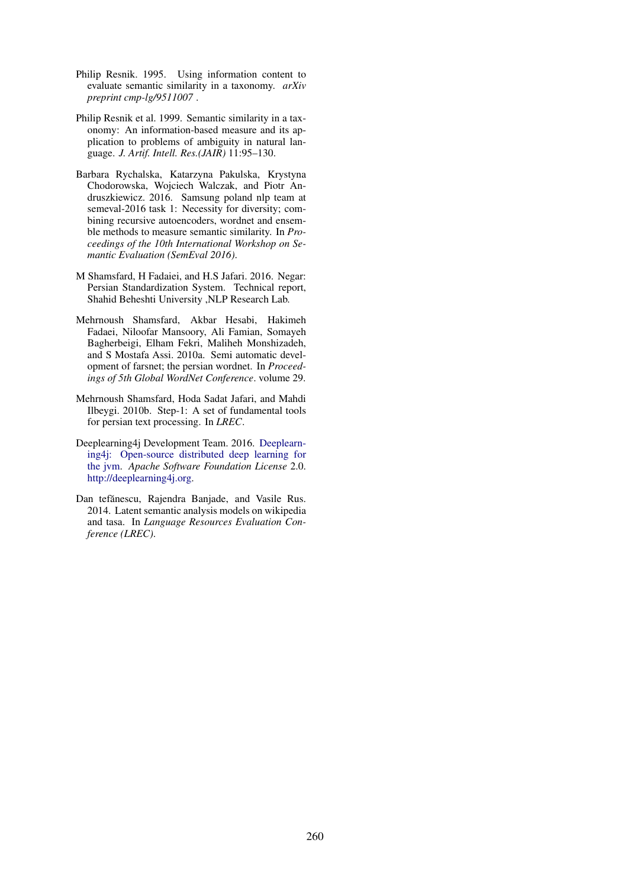Philip Resnik. 1995. Using information content to evaluate semantic similarity in a taxonomy. *arXiv preprint cmp-lg/9511007* .

Philip Resnik et al. 1999. Semantic similarity in a taxonomy: An information-based measure and its application to problems of ambiguity in natural language. *J. Artif. Intell. Res.(JAIR)* 11:95–130.

Barbara Rychalska, Katarzyna Pakulska, Krystyna Chodorowska, Wojciech Walczak, and Piotr Andruszkiewicz. 2016. Samsung poland nlp team at semeval-2016 task 1: Necessity for diversity; combining recursive autoencoders, wordnet and ensemble methods to measure semantic similarity. In *Proceedings of the 10th International Workshop on Semantic Evaluation (SemEval 2016)*.

M Shamsfard, H Fadaiei, and H.S Jafari. 2016. Negar: Persian Standardization System. Technical report, Shahid Beheshti University ,NLP Research Lab.

Mehrnoush Shamsfard, Akbar Hesabi, Hakimeh Fadaei, Niloofar Mansoory, Ali Famian, Somayeh Bagherbeigi, Elham Fekri, Maliheh Monshizadeh, and S Mostafa Assi. 2010a. Semi automatic development of farsnet; the persian wordnet. In *Proceedings of 5th Global WordNet Conference*. volume 29.

Mehrnoush Shamsfard, Hoda Sadat Jafari, and Mahdi Ilbeygi. 2010b. Step-1: A set of fundamental tools for persian text processing. In *LREC*.

Deeplearning4j Development Team. 2016. Deeplearning4j: Open-source distributed deep learning for the jvm. *Apache Software Foundation License* 2.0. http://deeplearning4j.org.

Dan tefănescu, Rajendra Banjade, and Vasile Rus. 2014. Latent semantic analysis models on wikipedia and tasa. In *Language Resources Evaluation Conference (LREC)*.